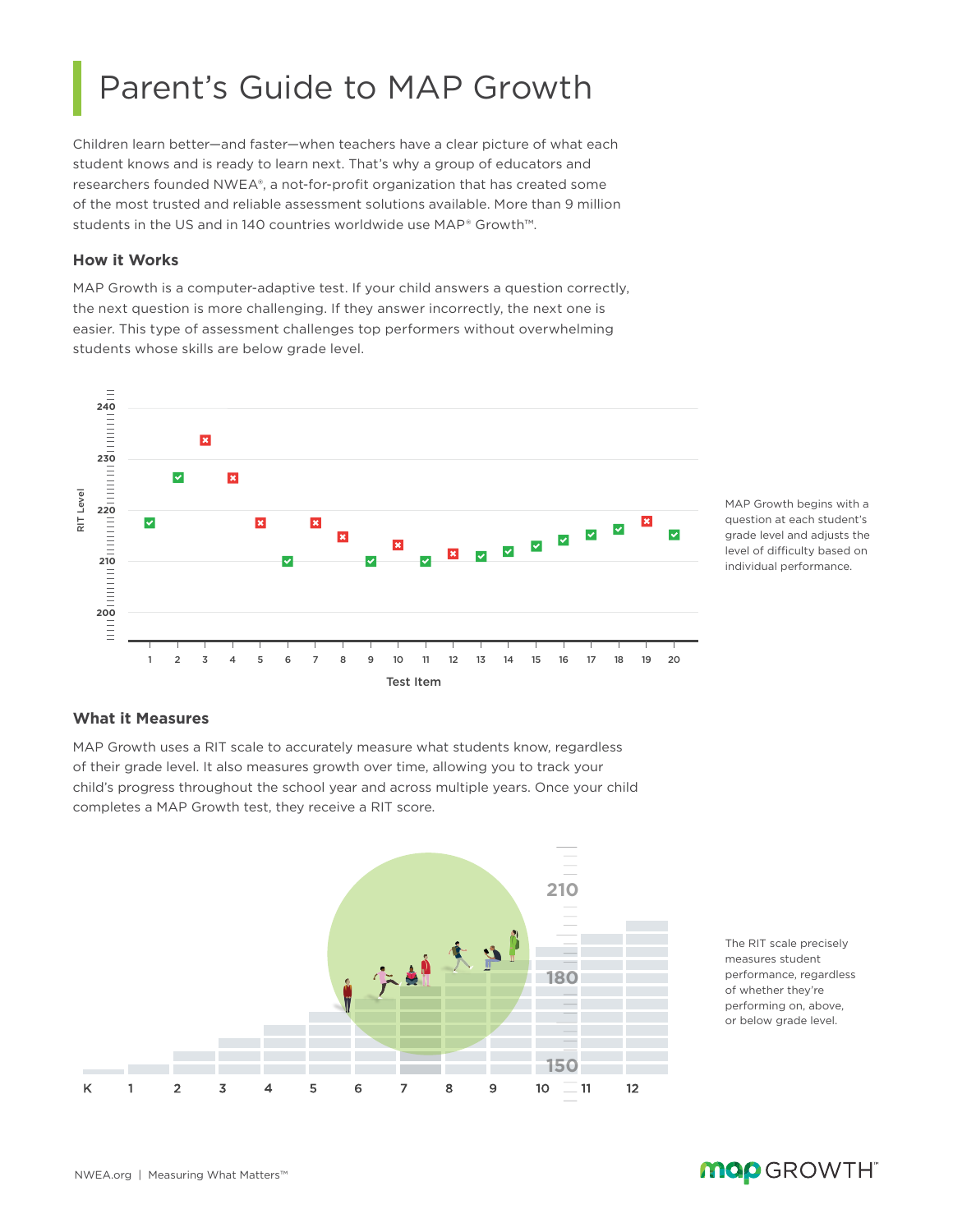# Parent's Guide to MAP Growth

Children learn better—and faster—when teachers have a clear picture of what each student knows and is ready to learn next. That's why a group of educators and researchers founded NWEA®, a not-for-profit organization that has created some of the most trusted and reliable assessment solutions available. More than 9 million students in the US and in 140 countries worldwide use MAP® Growth™.

### How it Works

MAP Growth is a computer-adaptive test. If your child answers a question correctly, the next question is more challenging. If they answer incorrectly, the next one is easier. This type of assessment challenges top performers without overwhelming students whose skills are below grade level.

MAP Growth begins with a question at each student's grade level and adjusts the level of difficulty based on individual performance.

### What it Measures

MAP Growth uses a RIT scale to accurately measure what students know, regardless of their grade level. It also measures growth over time, allowing you to track your child's progress throughout the school year and across multiple years. Once your child completes a MAP Growth test, they receive a RIT score.

The RIT scale precisely measures student performance, regardless of whether they're performing on, above, or below grade level.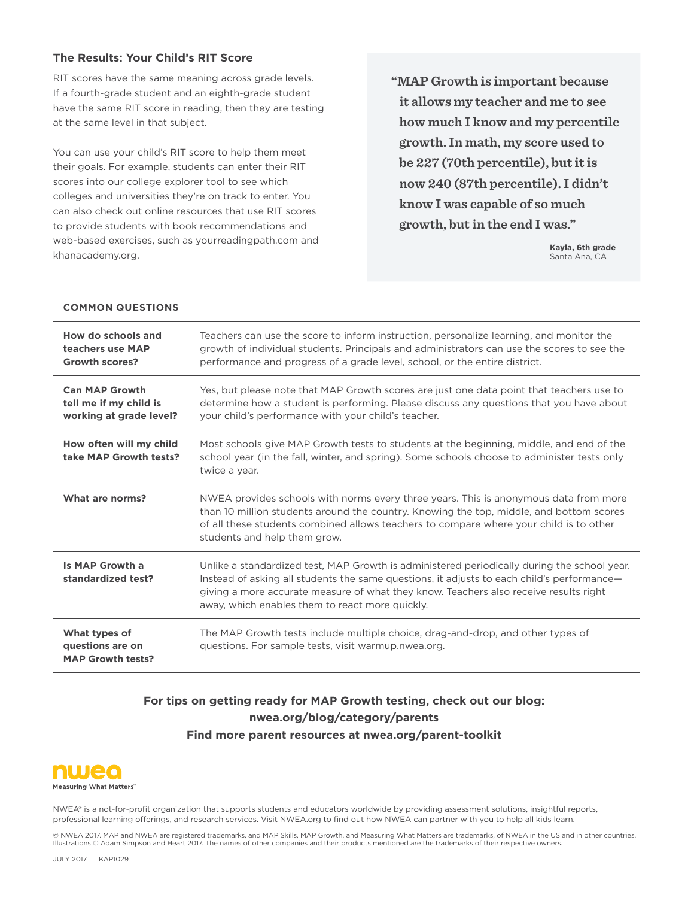## The Results: Your Child's RIT Score

RIT scores have the same meaning across grade levels. If a fourth-grade student and an eighth-grade student have the same RIT score in reading, then they are testing at the same level in that subject.

You can use your child's RIT score to help them meet their goals. For example, students can enter their RIT scores into our college explorer tool to see which colleges and universities they're on track to enter. You can also check out online resources that use RIT scores to provide students with book recommendations and web-based exercises, such as yourreadingpath.com and khanacademy.org.

> **"MAP Growth is important because it allows my teacher and me to see how much I know and my percentile growth. In math, my score used to be 227 (70th percentile), but it is now 240 (87th percentile). I didn't know I was capable of so much growth, but in the end I was."**
>
> **Kayla, 6th grade**
> Santa Ana, CA

### COMMON QUESTIONS

| | |
|---|---|
| **How do schools and teachers use MAP Growth scores?** | Teachers can use the score to inform instruction, personalize learning, and monitor the growth of individual students. Principals and administrators can use the scores to see the performance and progress of a grade level, school, or the entire district. |
| **Can MAP Growth tell me if my child is working at grade level?** | Yes, but please note that MAP Growth scores are just one data point that teachers use to determine how a student is performing. Please discuss any questions that you have about your child's performance with your child's teacher. |
| **How often will my child take MAP Growth tests?** | Most schools give MAP Growth tests to students at the beginning, middle, and end of the school year (in the fall, winter, and spring). Some schools choose to administer tests only twice a year. |
| **What are norms?** | NWEA provides schools with norms every three years. This is anonymous data from more than 10 million students around the country. Knowing the top, middle, and bottom scores of all these students combined allows teachers to compare where your child is to other students and help them grow. |
| **Is MAP Growth a standardized test?** | Unlike a standardized test, MAP Growth is administered periodically during the school year. Instead of asking all students the same questions, it adjusts to each child's performance—giving a more accurate measure of what they know. Teachers also receive results right away, which enables them to react more quickly. |
| **What types of questions are on MAP Growth tests?** | The MAP Growth tests include multiple choice, drag-and-drop, and other types of questions. For sample tests, visit warmup.nwea.org. |

**For tips on getting ready for MAP Growth testing, check out our blog: nwea.org/blog/category/parents**

**Find more parent resources at nwea.org/parent-toolkit**

nwea
Measuring What Matters™

NWEA® is a not-for-profit organization that supports students and educators worldwide by providing assessment solutions, insightful reports, professional learning offerings, and research services. Visit NWEA.org to find out how NWEA can partner with you to help all kids learn.

© NWEA 2017. MAP and NWEA are registered trademarks, and MAP Skills, MAP Growth, and Measuring What Matters are trademarks, of NWEA in the US and in other countries. Illustrations © Adam Simpson and Heart 2017. The names of other companies and their products mentioned are the trademarks of their respective owners.

JULY 2017 | KAP1029